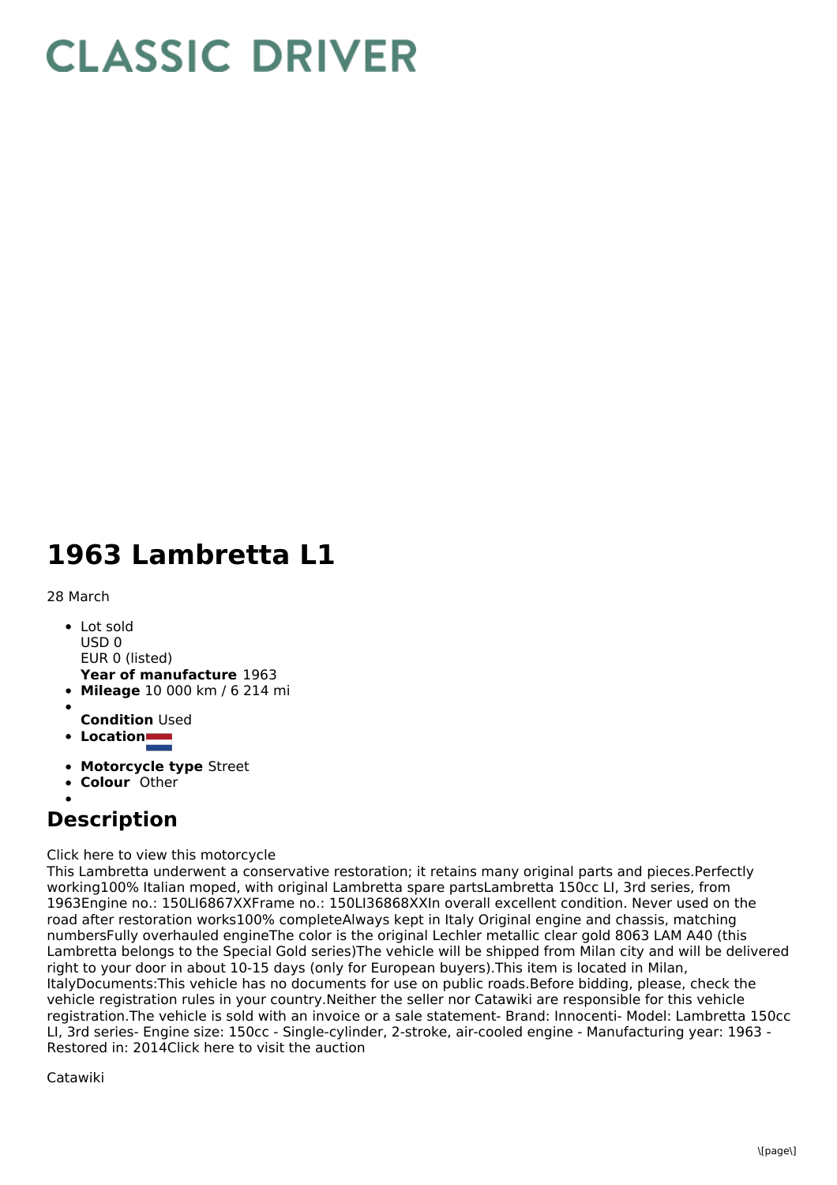# CLASSIC DRIVER

# 1963 Lambretta L1

28 March

- Lot sold
  USD 0
  EUR 0 (listed)
  **Year of manufacture** 1963
- **Mileage** 10 000 km / 6 214 mi
- 
  **Condition** Used
- **Location**
- **Motorcycle type** Street
- **Colour** Other
- 

## Description

Click here to view this motorcycle
This Lambretta underwent a conservative restoration; it retains many original parts and pieces.Perfectly working100% Italian moped, with original Lambretta spare partsLambretta 150cc LI, 3rd series, from 1963Engine no.: 150LI6867XXFrame no.: 150LI36868XXIn overall excellent condition. Never used on the road after restoration works100% completeAlways kept in Italy Original engine and chassis, matching numbersFully overhauled engineThe color is the original Lechler metallic clear gold 8063 LAM A40 (this Lambretta belongs to the Special Gold series)The vehicle will be shipped from Milan city and will be delivered right to your door in about 10-15 days (only for European buyers).This item is located in Milan, ItalyDocuments:This vehicle has no documents for use on public roads.Before bidding, please, check the vehicle registration rules in your country.Neither the seller nor Catawiki are responsible for this vehicle registration.The vehicle is sold with an invoice or a sale statement- Brand: Innocenti- Model: Lambretta 150cc LI, 3rd series- Engine size: 150cc - Single-cylinder, 2-stroke, air-cooled engine - Manufacturing year: 1963 - Restored in: 2014Click here to visit the auction

Catawiki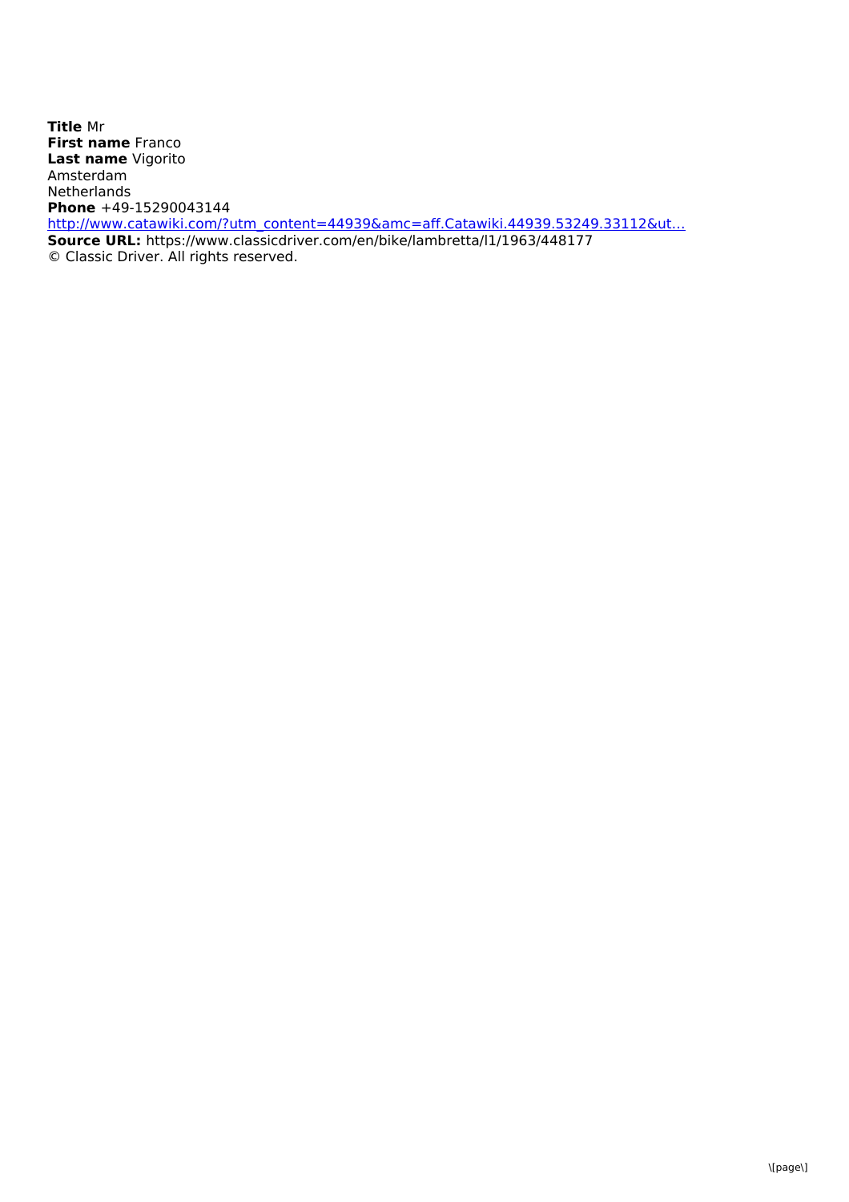**Title** Mr
**First name** Franco
**Last name** Vigorito
Amsterdam
Netherlands
**Phone** +49-15290043144
http://www.catawiki.com/?utm_content=44939&amc=aff.Catawiki.44939.53249.33112&ut...
**Source URL:** https://www.classicdriver.com/en/bike/lambretta/l1/1963/448177
© Classic Driver. All rights reserved.